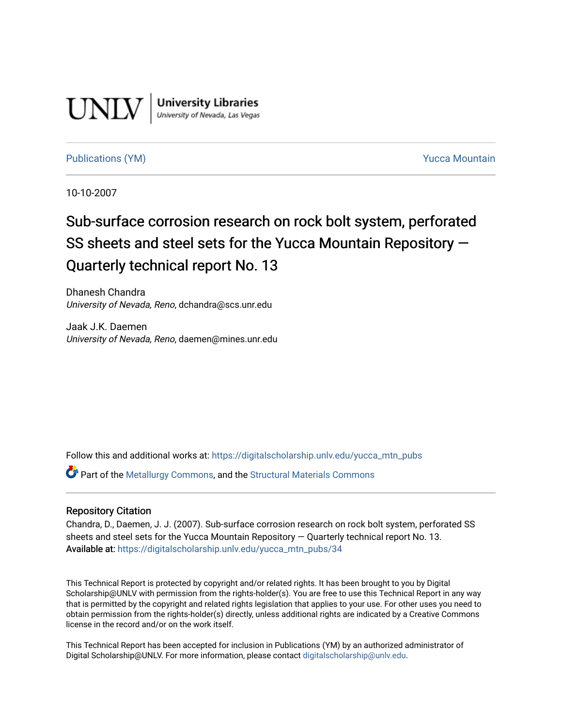UNLV | University Libraries
*University of Nevada, Las Vegas*

Publications (YM) Yucca Mountain

10-10-2007

# Sub-surface corrosion research on rock bolt system, perforated SS sheets and steel sets for the Yucca Mountain Repository — Quarterly technical report No. 13

Dhanesh Chandra
*University of Nevada, Reno*, dchandra@scs.unr.edu

Jaak J.K. Daemen
*University of Nevada, Reno*, daemen@mines.unr.edu

Follow this and additional works at: https://digitalscholarship.unlv.edu/yucca_mtn_pubs

Part of the Metallurgy Commons, and the Structural Materials Commons

## Repository Citation

Chandra, D., Daemen, J. J. (2007). Sub-surface corrosion research on rock bolt system, perforated SS sheets and steel sets for the Yucca Mountain Repository — Quarterly technical report No. 13.
Available at: https://digitalscholarship.unlv.edu/yucca_mtn_pubs/34

This Technical Report is protected by copyright and/or related rights. It has been brought to you by Digital Scholarship@UNLV with permission from the rights-holder(s). You are free to use this Technical Report in any way that is permitted by the copyright and related rights legislation that applies to your use. For other uses you need to obtain permission from the rights-holder(s) directly, unless additional rights are indicated by a Creative Commons license in the record and/or on the work itself.

This Technical Report has been accepted for inclusion in Publications (YM) by an authorized administrator of Digital Scholarship@UNLV. For more information, please contact digitalscholarship@unlv.edu.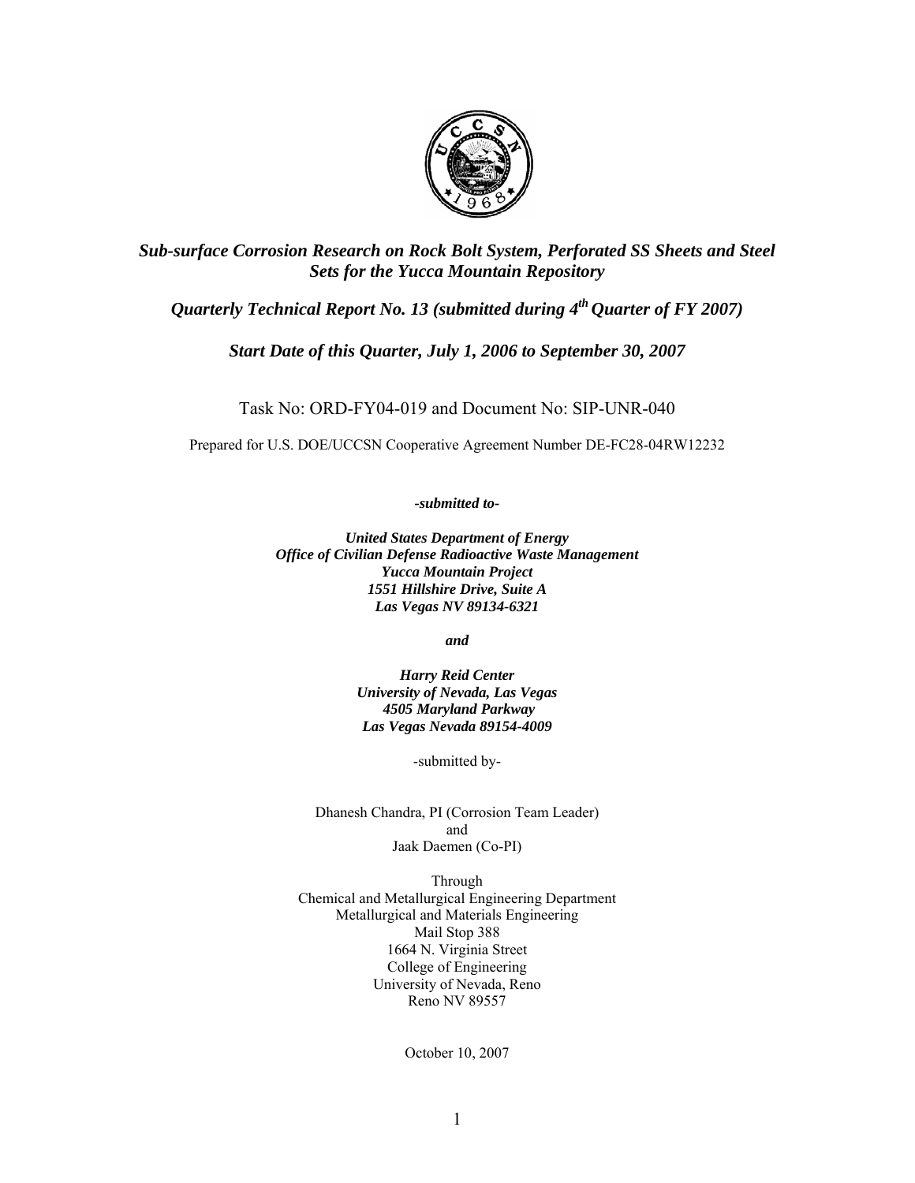***Sub-surface Corrosion Research on Rock Bolt System, Perforated SS Sheets and Steel Sets for the Yucca Mountain Repository***

***Quarterly Technical Report No. 13 (submitted during 4th Quarter of FY 2007)***

***Start Date of this Quarter, July 1, 2006 to September 30, 2007***

Task No: ORD-FY04-019 and Document No: SIP-UNR-040

Prepared for U.S. DOE/UCCSN Cooperative Agreement Number DE-FC28-04RW12232

***-submitted to-***

***United States Department of Energy***
***Office of Civilian Defense Radioactive Waste Management***
***Yucca Mountain Project***
***1551 Hillshire Drive, Suite A***
***Las Vegas NV 89134-6321***

***and***

***Harry Reid Center***
***University of Nevada, Las Vegas***
***4505 Maryland Parkway***
***Las Vegas Nevada 89154-4009***

-submitted by-

Dhanesh Chandra, PI (Corrosion Team Leader)
and
Jaak Daemen (Co-PI)

Through
Chemical and Metallurgical Engineering Department
Metallurgical and Materials Engineering
Mail Stop 388
1664 N. Virginia Street
College of Engineering
University of Nevada, Reno
Reno NV 89557

October 10, 2007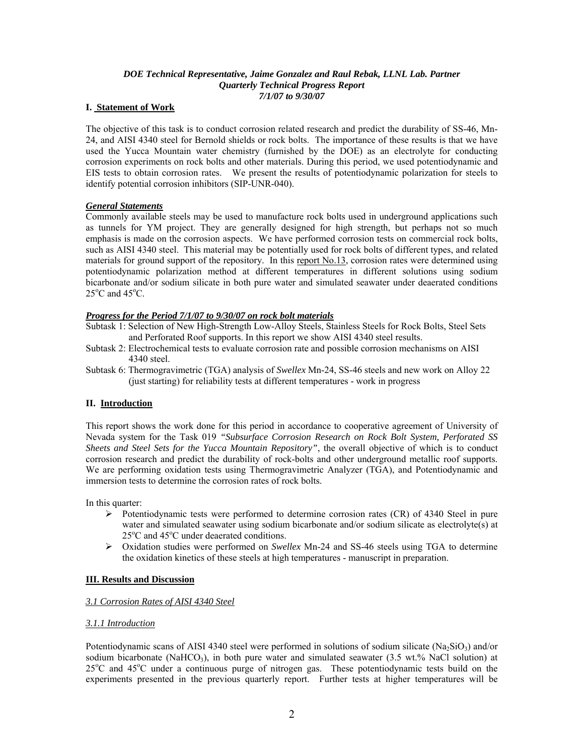*DOE Technical Representative, Jaime Gonzalez and Raul Rebak, LLNL Lab. Partner*
*Quarterly Technical Progress Report*
*7/1/07 to 9/30/07*

## I. Statement of Work

The objective of this task is to conduct corrosion related research and predict the durability of SS-46, Mn-24, and AISI 4340 steel for Bernold shields or rock bolts. The importance of these results is that we have used the Yucca Mountain water chemistry (furnished by the DOE) as an electrolyte for conducting corrosion experiments on rock bolts and other materials. During this period, we used potentiodynamic and EIS tests to obtain corrosion rates. We present the results of potentiodynamic polarization for steels to identify potential corrosion inhibitors (SIP-UNR-040).

### *General Statements*

Commonly available steels may be used to manufacture rock bolts used in underground applications such as tunnels for YM project. They are generally designed for high strength, but perhaps not so much emphasis is made on the corrosion aspects. We have performed corrosion tests on commercial rock bolts, such as AISI 4340 steel. This material may be potentially used for rock bolts of different types, and related materials for ground support of the repository. In this report No.13, corrosion rates were determined using potentiodynamic polarization method at different temperatures in different solutions using sodium bicarbonate and/or sodium silicate in both pure water and simulated seawater under deaerated conditions 25°C and 45°C.

### *Progress for the Period 7/1/07 to 9/30/07 on rock bolt materials*

Subtask 1: Selection of New High-Strength Low-Alloy Steels, Stainless Steels for Rock Bolts, Steel Sets and Perforated Roof supports. In this report we show AISI 4340 steel results.

Subtask 2: Electrochemical tests to evaluate corrosion rate and possible corrosion mechanisms on AISI 4340 steel.

Subtask 6: Thermogravimetric (TGA) analysis of *Swellex* Mn-24, SS-46 steels and new work on Alloy 22 (just starting) for reliability tests at different temperatures - work in progress

## II. Introduction

This report shows the work done for this period in accordance to cooperative agreement of University of Nevada system for the Task 019 *"Subsurface Corrosion Research on Rock Bolt System, Perforated SS Sheets and Steel Sets for the Yucca Mountain Repository"*, the overall objective of which is to conduct corrosion research and predict the durability of rock-bolts and other underground metallic roof supports. We are performing oxidation tests using Thermogravimetric Analyzer (TGA), and Potentiodynamic and immersion tests to determine the corrosion rates of rock bolts.

In this quarter:

- Potentiodynamic tests were performed to determine corrosion rates (CR) of 4340 Steel in pure water and simulated seawater using sodium bicarbonate and/or sodium silicate as electrolyte(s) at 25°C and 45°C under deaerated conditions.
- Oxidation studies were performed on *Swellex* Mn-24 and SS-46 steels using TGA to determine the oxidation kinetics of these steels at high temperatures - manuscript in preparation.

## III. Results and Discussion

### *3.1 Corrosion Rates of AISI 4340 Steel*

#### *3.1.1 Introduction*

Potentiodynamic scans of AISI 4340 steel were performed in solutions of sodium silicate ($Na_2SiO_3$) and/or sodium bicarbonate ($NaHCO_3$), in both pure water and simulated seawater (3.5 wt.% NaCl solution) at 25°C and 45°C under a continuous purge of nitrogen gas. These potentiodynamic tests build on the experiments presented in the previous quarterly report. Further tests at higher temperatures will be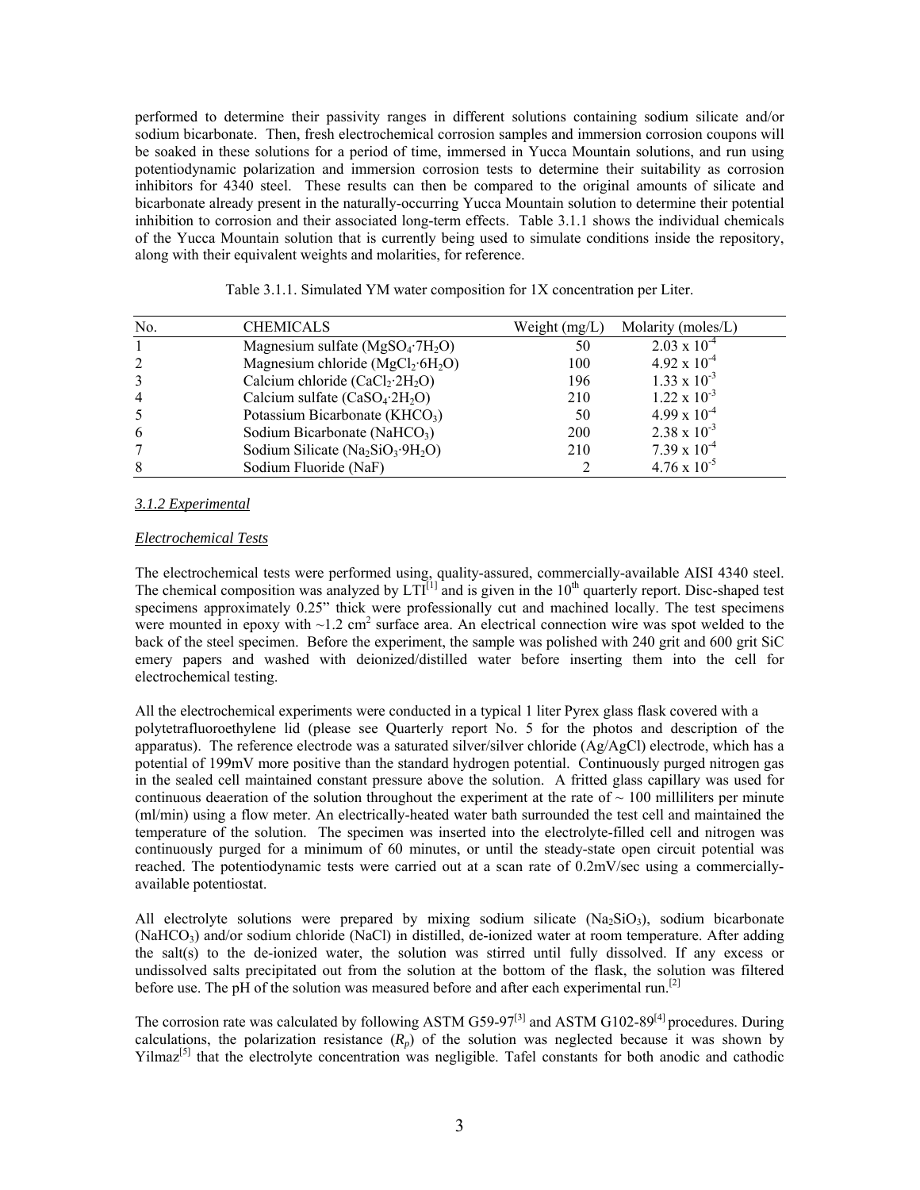performed to determine their passivity ranges in different solutions containing sodium silicate and/or sodium bicarbonate. Then, fresh electrochemical corrosion samples and immersion corrosion coupons will be soaked in these solutions for a period of time, immersed in Yucca Mountain solutions, and run using potentiodynamic polarization and immersion corrosion tests to determine their suitability as corrosion inhibitors for 4340 steel. These results can then be compared to the original amounts of silicate and bicarbonate already present in the naturally-occurring Yucca Mountain solution to determine their potential inhibition to corrosion and their associated long-term effects. Table 3.1.1 shows the individual chemicals of the Yucca Mountain solution that is currently being used to simulate conditions inside the repository, along with their equivalent weights and molarities, for reference.

Table 3.1.1. Simulated YM water composition for 1X concentration per Liter.

| No. | CHEMICALS | Weight (mg/L) | Molarity (moles/L) |
|---|---|---|---|
| 1 | Magnesium sulfate ($MgSO_4{\cdot}7H_2O$) | 50 | $2.03 \times 10^{-4}$ |
| 2 | Magnesium chloride ($MgCl_2{\cdot}6H_2O$) | 100 | $4.92 \times 10^{-4}$ |
| 3 | Calcium chloride ($CaCl_2{\cdot}2H_2O$) | 196 | $1.33 \times 10^{-3}$ |
| 4 | Calcium sulfate ($CaSO_4{\cdot}2H_2O$) | 210 | $1.22 \times 10^{-3}$ |
| 5 | Potassium Bicarbonate ($KHCO_3$) | 50 | $4.99 \times 10^{-4}$ |
| 6 | Sodium Bicarbonate ($NaHCO_3$) | 200 | $2.38 \times 10^{-3}$ |
| 7 | Sodium Silicate ($Na_2SiO_3{\cdot}9H_2O$) | 210 | $7.39 \times 10^{-4}$ |
| 8 | Sodium Fluoride (NaF) | 2 | $4.76 \times 10^{-5}$ |

*3.1.2 Experimental*

*Electrochemical Tests*

The electrochemical tests were performed using, quality-assured, commercially-available AISI 4340 steel. The chemical composition was analyzed by LTI[1] and is given in the 10th quarterly report. Disc-shaped test specimens approximately 0.25" thick were professionally cut and machined locally. The test specimens were mounted in epoxy with ~1.2 $cm^2$ surface area. An electrical connection wire was spot welded to the back of the steel specimen. Before the experiment, the sample was polished with 240 grit and 600 grit SiC emery papers and washed with deionized/distilled water before inserting them into the cell for electrochemical testing.

All the electrochemical experiments were conducted in a typical 1 liter Pyrex glass flask covered with a polytetrafluoroethylene lid (please see Quarterly report No. 5 for the photos and description of the apparatus). The reference electrode was a saturated silver/silver chloride (Ag/AgCl) electrode, which has a potential of 199mV more positive than the standard hydrogen potential. Continuously purged nitrogen gas in the sealed cell maintained constant pressure above the solution. A fritted glass capillary was used for continuous deaeration of the solution throughout the experiment at the rate of ~ 100 milliliters per minute (ml/min) using a flow meter. An electrically-heated water bath surrounded the test cell and maintained the temperature of the solution. The specimen was inserted into the electrolyte-filled cell and nitrogen was continuously purged for a minimum of 60 minutes, or until the steady-state open circuit potential was reached. The potentiodynamic tests were carried out at a scan rate of 0.2mV/sec using a commercially-available potentiostat.

All electrolyte solutions were prepared by mixing sodium silicate ($Na_2SiO_3$), sodium bicarbonate ($NaHCO_3$) and/or sodium chloride (NaCl) in distilled, de-ionized water at room temperature. After adding the salt(s) to the de-ionized water, the solution was stirred until fully dissolved. If any excess or undissolved salts precipitated out from the solution at the bottom of the flask, the solution was filtered before use. The pH of the solution was measured before and after each experimental run.[2]

The corrosion rate was calculated by following ASTM G59-97[3] and ASTM G102-89[4] procedures. During calculations, the polarization resistance ($R_p$) of the solution was neglected because it was shown by Yilmaz[5] that the electrolyte concentration was negligible. Tafel constants for both anodic and cathodic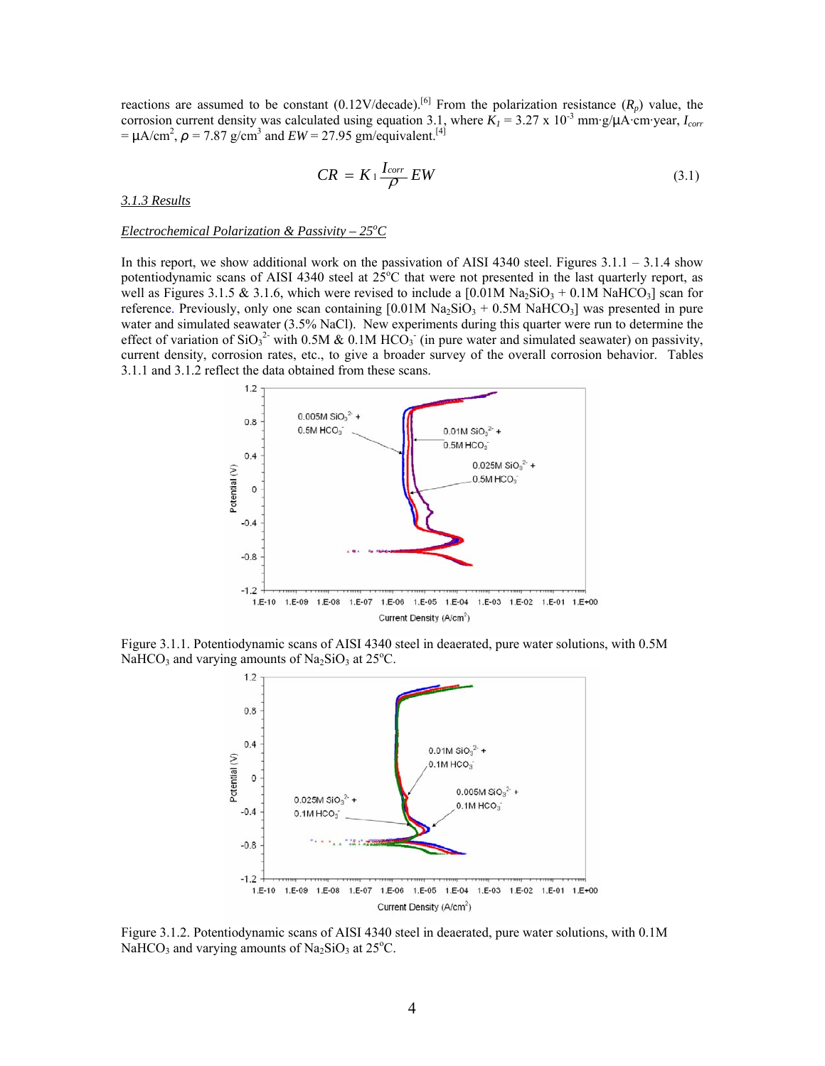reactions are assumed to be constant (0.12V/decade).[6] From the polarization resistance ($R_p$) value, the corrosion current density was calculated using equation 3.1, where $K_1$ = 3.27 x $10^{-3}$ mm·g/µA·cm·year, $I_{corr}$ = µA/cm$^2$, $\rho$ = 7.87 g/cm$^3$ and $EW$ = 27.95 gm/equivalent.[4]

$$CR = K_1 \frac{I_{corr}}{\rho} EW \tag{3.1}$$

*3.1.3 Results*

*Electrochemical Polarization & Passivity – 25°C*

In this report, we show additional work on the passivation of AISI 4340 steel. Figures 3.1.1 – 3.1.4 show potentiodynamic scans of AISI 4340 steel at 25°C that were not presented in the last quarterly report, as well as Figures 3.1.5 & 3.1.6, which were revised to include a [0.01M $Na_2SiO_3$ + 0.1M $NaHCO_3$] scan for reference. Previously, only one scan containing [0.01M $Na_2SiO_3$ + 0.5M $NaHCO_3$] was presented in pure water and simulated seawater (3.5% NaCl). New experiments during this quarter were run to determine the effect of variation of $SiO_3^{2-}$ with 0.5M & 0.1M $HCO_3^-$ (in pure water and simulated seawater) on passivity, current density, corrosion rates, etc., to give a broader survey of the overall corrosion behavior. Tables 3.1.1 and 3.1.2 reflect the data obtained from these scans.

Figure 3.1.1. Potentiodynamic scans of AISI 4340 steel in deaerated, pure water solutions, with 0.5M $NaHCO_3$ and varying amounts of $Na_2SiO_3$ at 25°C.

Figure 3.1.2. Potentiodynamic scans of AISI 4340 steel in deaerated, pure water solutions, with 0.1M $NaHCO_3$ and varying amounts of $Na_2SiO_3$ at 25°C.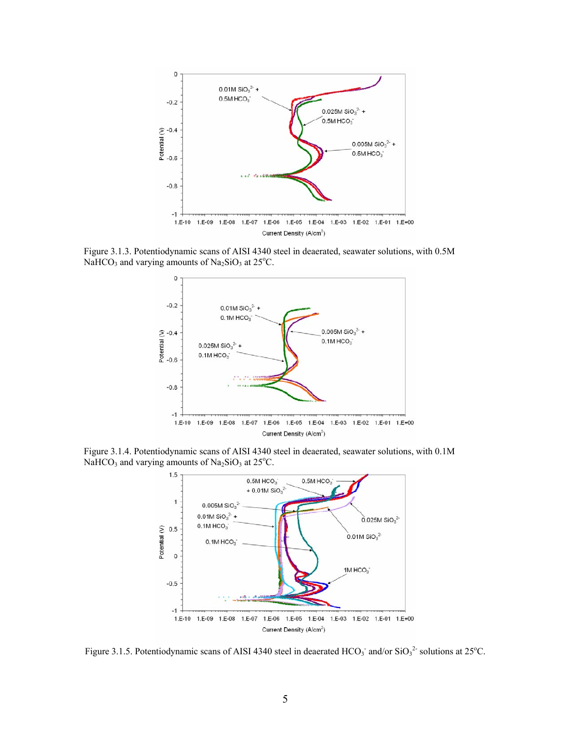Figure 3.1.3. Potentiodynamic scans of AISI 4340 steel in deaerated, seawater solutions, with 0.5M $NaHCO_3$ and varying amounts of $Na_2SiO_3$ at 25°C.

Figure 3.1.4. Potentiodynamic scans of AISI 4340 steel in deaerated, seawater solutions, with 0.1M $NaHCO_3$ and varying amounts of $Na_2SiO_3$ at 25°C.

Figure 3.1.5. Potentiodynamic scans of AISI 4340 steel in deaerated $HCO_3^-$ and/or $SiO_3^{2-}$ solutions at 25°C.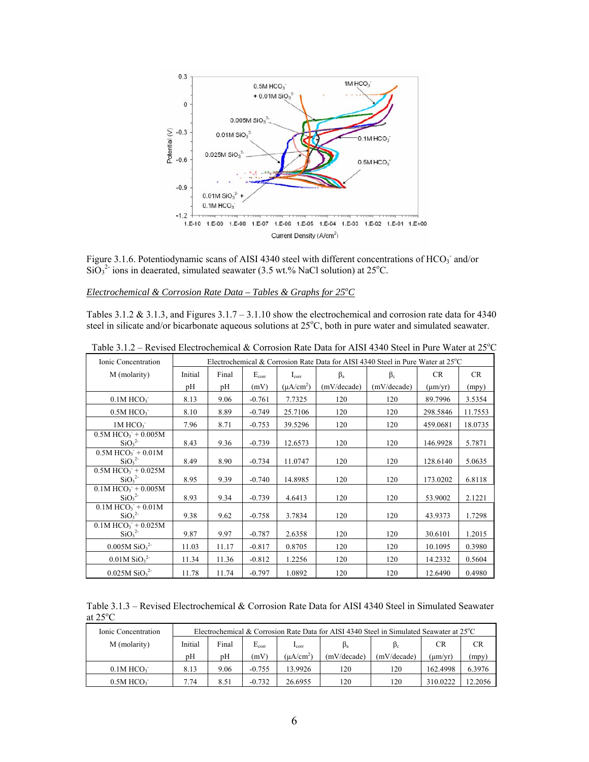Figure 3.1.6. Potentiodynamic scans of AISI 4340 steel with different concentrations of $HCO_3^-$ and/or $SiO_3^{2-}$ ions in deaerated, simulated seawater (3.5 wt.% NaCl solution) at 25°C.

*Electrochemical & Corrosion Rate Data – Tables & Graphs for 25°C*

Tables 3.1.2 & 3.1.3, and Figures 3.1.7 – 3.1.10 show the electrochemical and corrosion rate data for 4340 steel in silicate and/or bicarbonate aqueous solutions at 25°C, both in pure water and simulated seawater.

Table 3.1.2 – Revised Electrochemical & Corrosion Rate Data for AISI 4340 Steel in Pure Water at 25°C

| Ionic Concentration M (molarity) | Electrochemical & Corrosion Rate Data for AISI 4340 Steel in Pure Water at 25°C | | | | | | | |
|---|---|---|---|---|---|---|---|---|
| | Initial pH | Final pH | $E_{corr}$ (mV) | $I_{corr}$ ($\mu A/cm^2$) | $\beta_a$ (mV/decade) | $\beta_c$ (mV/decade) | CR ($\mu m$/yr) | CR (mpy) |
| 0.1M $HCO_3^-$ | 8.13 | 9.06 | -0.761 | 7.7325 | 120 | 120 | 89.7996 | 3.5354 |
| 0.5M $HCO_3^-$ | 8.10 | 8.89 | -0.749 | 25.7106 | 120 | 120 | 298.5846 | 11.7553 |
| 1M $HCO_3^-$ | 7.96 | 8.71 | -0.753 | 39.5296 | 120 | 120 | 459.0681 | 18.0735 |
| 0.5M $HCO_3^-$ + 0.005M $SiO_3^{2-}$ | 8.43 | 9.36 | -0.739 | 12.6573 | 120 | 120 | 146.9928 | 5.7871 |
| 0.5M $HCO_3^-$ + 0.01M $SiO_3^{2-}$ | 8.49 | 8.90 | -0.734 | 11.0747 | 120 | 120 | 128.6140 | 5.0635 |
| 0.5M $HCO_3^-$ + 0.025M $SiO_3^{2-}$ | 8.95 | 9.39 | -0.740 | 14.8985 | 120 | 120 | 173.0202 | 6.8118 |
| 0.1M $HCO_3^-$ + 0.005M $SiO_3^{2-}$ | 8.93 | 9.34 | -0.739 | 4.6413 | 120 | 120 | 53.9002 | 2.1221 |
| 0.1M $HCO_3^-$ + 0.01M $SiO_3^{2-}$ | 9.38 | 9.62 | -0.758 | 3.7834 | 120 | 120 | 43.9373 | 1.7298 |
| 0.1M $HCO_3^-$ + 0.025M $SiO_3^{2-}$ | 9.87 | 9.97 | -0.787 | 2.6358 | 120 | 120 | 30.6101 | 1.2015 |
| 0.005M $SiO_3^{2-}$ | 11.03 | 11.17 | -0.817 | 0.8705 | 120 | 120 | 10.1095 | 0.3980 |
| 0.01M $SiO_3^{2-}$ | 11.34 | 11.36 | -0.812 | 1.2256 | 120 | 120 | 14.2332 | 0.5604 |
| 0.025M $SiO_3^{2-}$ | 11.78 | 11.74 | -0.797 | 1.0892 | 120 | 120 | 12.6490 | 0.4980 |

Table 3.1.3 – Revised Electrochemical & Corrosion Rate Data for AISI 4340 Steel in Simulated Seawater at 25°C

| Ionic Concentration M (molarity) | Electrochemical & Corrosion Rate Data for AISI 4340 Steel in Simulated Seawater at 25°C | | | | | | | |
|---|---|---|---|---|---|---|---|---|
| | Initial pH | Final pH | $E_{corr}$ (mV) | $I_{corr}$ ($\mu A/cm^2$) | $\beta_a$ (mV/decade) | $\beta_c$ (mV/decade) | CR ($\mu m$/yr) | CR (mpy) |
| 0.1M $HCO_3^-$ | 8.13 | 9.06 | -0.755 | 13.9926 | 120 | 120 | 162.4998 | 6.3976 |
| 0.5M $HCO_3^-$ | 7.74 | 8.51 | -0.732 | 26.6955 | 120 | 120 | 310.0222 | 12.2056 |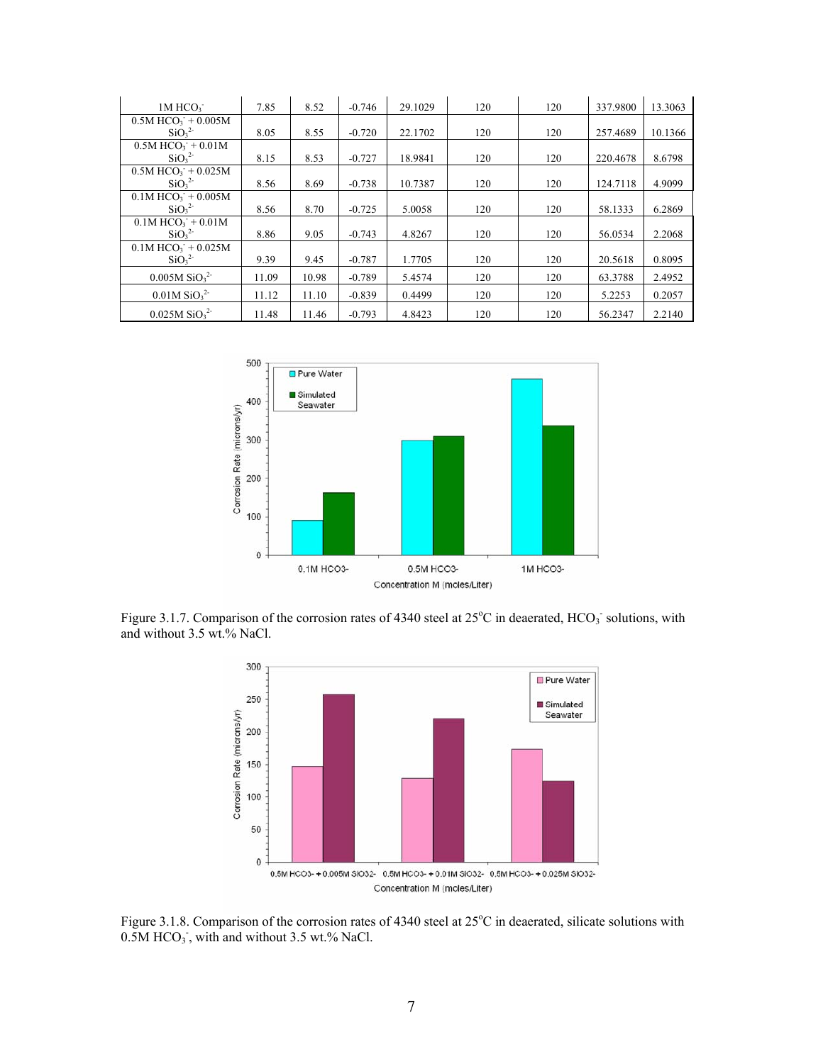| $1M\ HCO_3^-$ | 7.85 | 8.52 | -0.746 | 29.1029 | 120 | 120 | 337.9800 | 13.3063 |
|---|---|---|---|---|---|---|---|---|
| $0.5M\ HCO_3^- + 0.005M\ SiO_3^{2-}$ | 8.05 | 8.55 | -0.720 | 22.1702 | 120 | 120 | 257.4689 | 10.1366 |
| $0.5M\ HCO_3^- + 0.01M\ SiO_3^{2-}$ | 8.15 | 8.53 | -0.727 | 18.9841 | 120 | 120 | 220.4678 | 8.6798 |
| $0.5M\ HCO_3^- + 0.025M\ SiO_3^{2-}$ | 8.56 | 8.69 | -0.738 | 10.7387 | 120 | 120 | 124.7118 | 4.9099 |
| $0.1M\ HCO_3^- + 0.005M\ SiO_3^{2-}$ | 8.56 | 8.70 | -0.725 | 5.0058 | 120 | 120 | 58.1333 | 6.2869 |
| $0.1M\ HCO_3^- + 0.01M\ SiO_3^{2-}$ | 8.86 | 9.05 | -0.743 | 4.8267 | 120 | 120 | 56.0534 | 2.2068 |
| $0.1M\ HCO_3^- + 0.025M\ SiO_3^{2-}$ | 9.39 | 9.45 | -0.787 | 1.7705 | 120 | 120 | 20.5618 | 0.8095 |
| $0.005M\ SiO_3^{2-}$ | 11.09 | 10.98 | -0.789 | 5.4574 | 120 | 120 | 63.3788 | 2.4952 |
| $0.01M\ SiO_3^{2-}$ | 11.12 | 11.10 | -0.839 | 0.4499 | 120 | 120 | 5.2253 | 0.2057 |
| $0.025M\ SiO_3^{2-}$ | 11.48 | 11.46 | -0.793 | 4.8423 | 120 | 120 | 56.2347 | 2.2140 |

Figure 3.1.7. Comparison of the corrosion rates of 4340 steel at 25°C in deaerated, $HCO_3^-$ solutions, with and without 3.5 wt.% NaCl.

Figure 3.1.8. Comparison of the corrosion rates of 4340 steel at 25°C in deaerated, silicate solutions with 0.5M $HCO_3^-$, with and without 3.5 wt.% NaCl.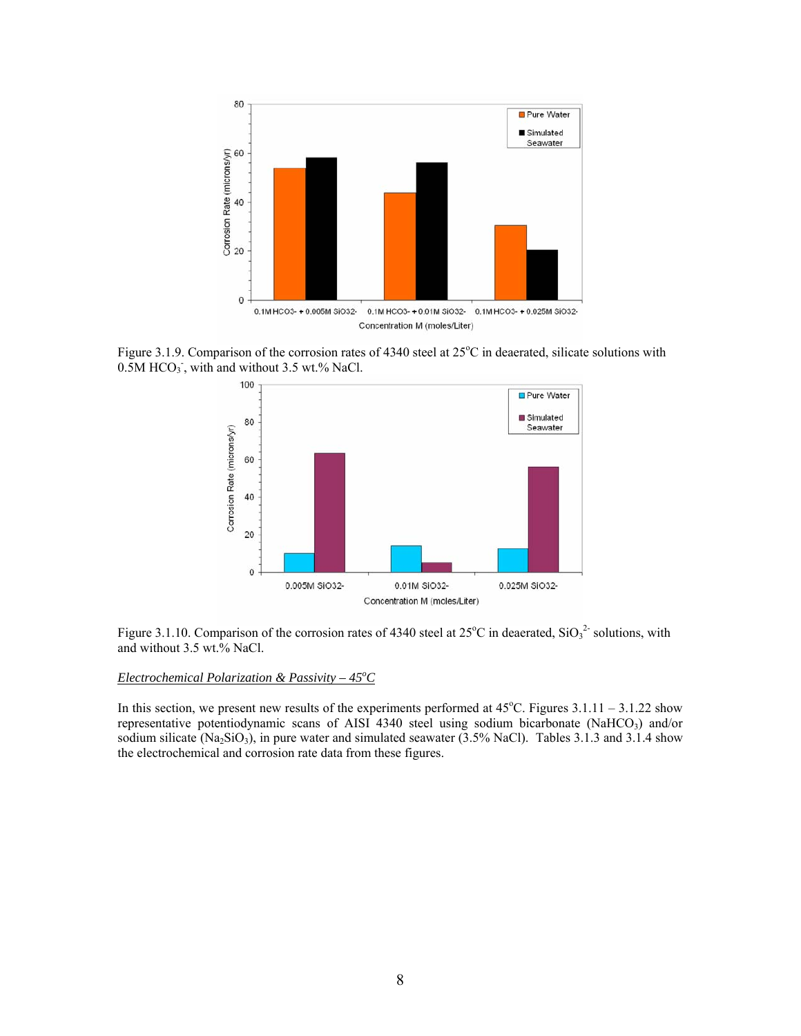Figure 3.1.9. Comparison of the corrosion rates of 4340 steel at 25°C in deaerated, silicate solutions with 0.5M $HCO_3^-$, with and without 3.5 wt.% NaCl.

Figure 3.1.10. Comparison of the corrosion rates of 4340 steel at 25°C in deaerated, $SiO_3^{2-}$ solutions, with and without 3.5 wt.% NaCl.

*Electrochemical Polarization & Passivity – 45°C*

In this section, we present new results of the experiments performed at 45°C. Figures 3.1.11 – 3.1.22 show representative potentiodynamic scans of AISI 4340 steel using sodium bicarbonate ($NaHCO_3$) and/or sodium silicate ($Na_2SiO_3$), in pure water and simulated seawater (3.5% NaCl). Tables 3.1.3 and 3.1.4 show the electrochemical and corrosion rate data from these figures.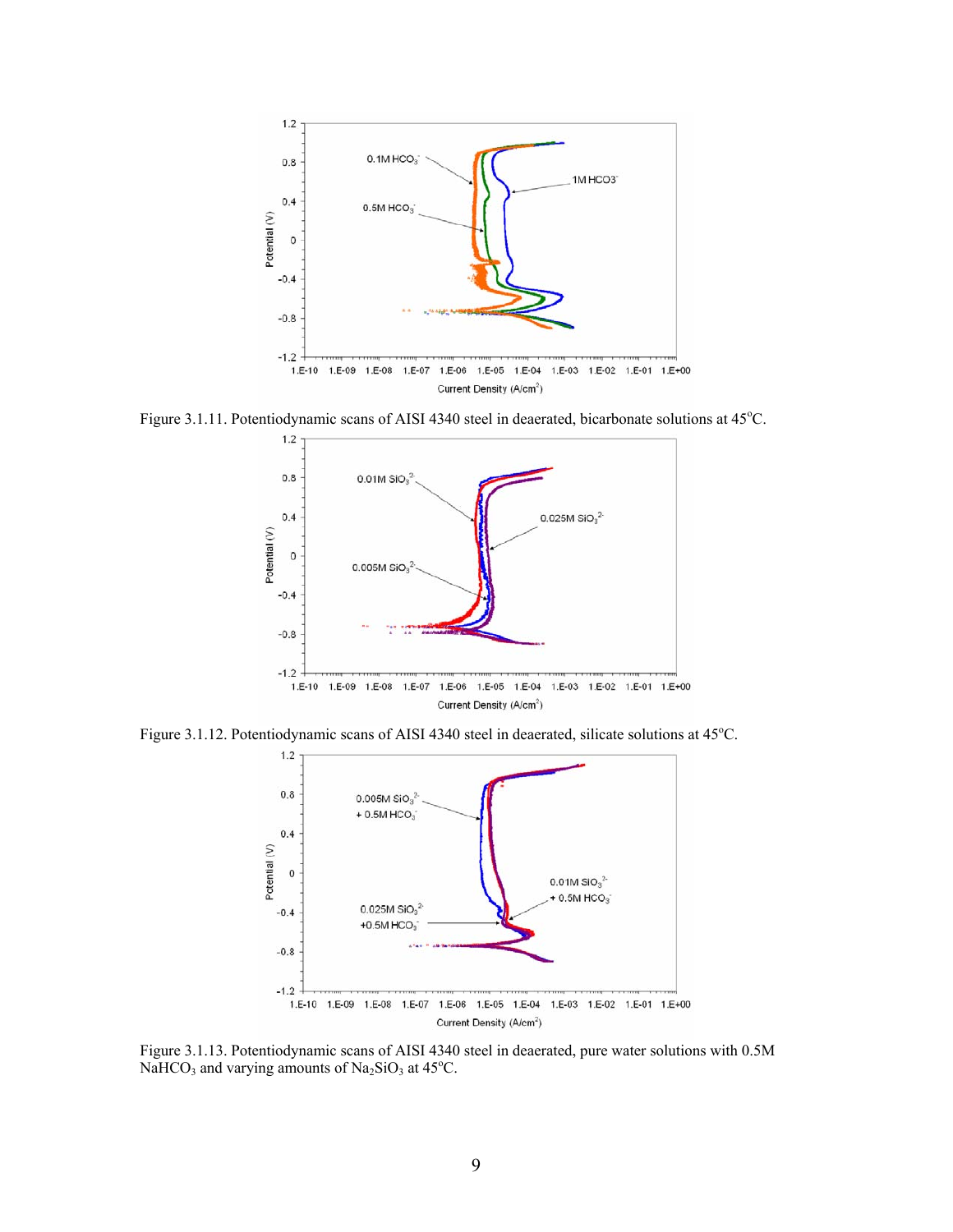Figure 3.1.11. Potentiodynamic scans of AISI 4340 steel in deaerated, bicarbonate solutions at 45$^{o}$C.

Figure 3.1.12. Potentiodynamic scans of AISI 4340 steel in deaerated, silicate solutions at 45$^{o}$C.

Figure 3.1.13. Potentiodynamic scans of AISI 4340 steel in deaerated, pure water solutions with 0.5M $NaHCO_3$ and varying amounts of $Na_2SiO_3$ at 45$^{o}$C.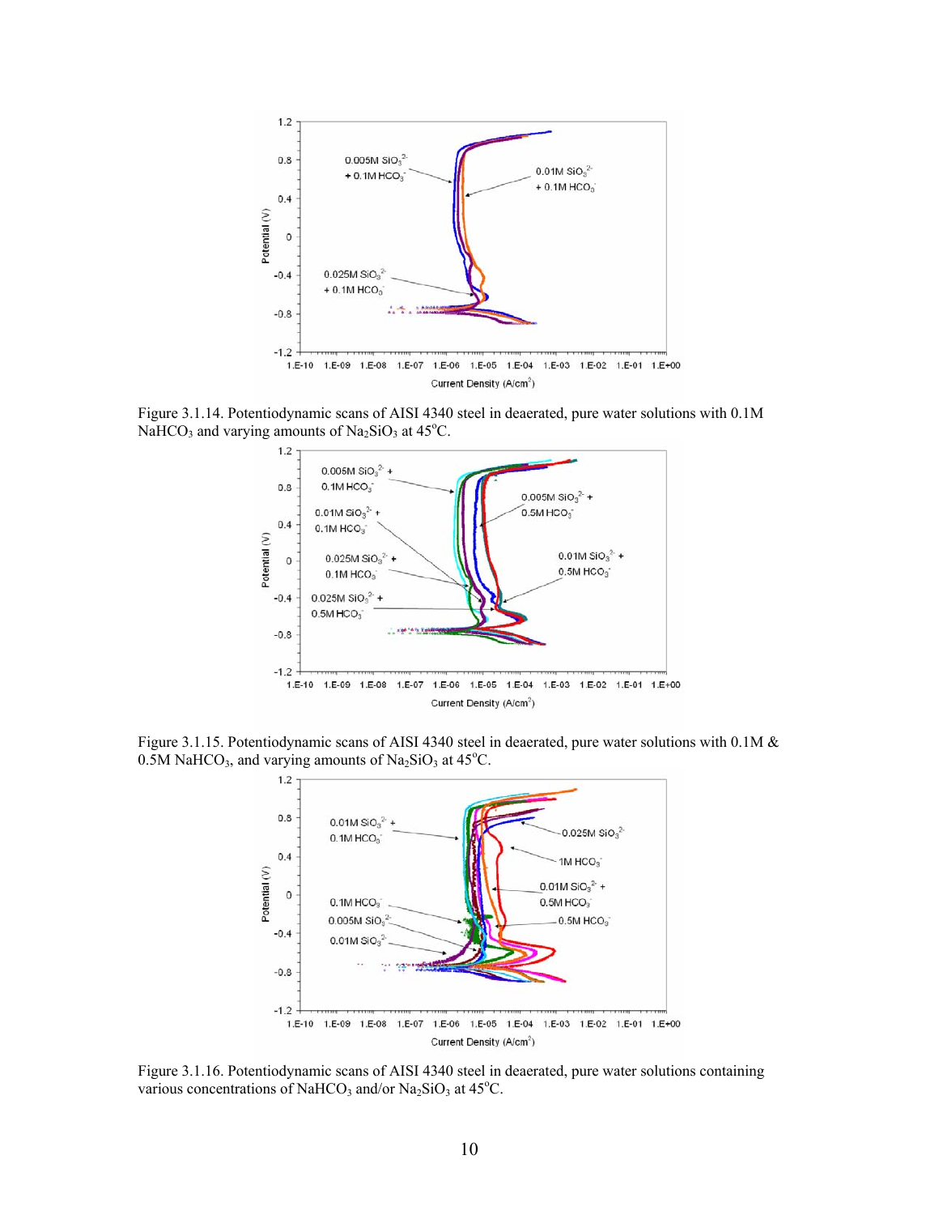Figure 3.1.14. Potentiodynamic scans of AISI 4340 steel in deaerated, pure water solutions with 0.1M $NaHCO_3$ and varying amounts of $Na_2SiO_3$ at 45°C.

Figure 3.1.15. Potentiodynamic scans of AISI 4340 steel in deaerated, pure water solutions with 0.1M & 0.5M $NaHCO_3$, and varying amounts of $Na_2SiO_3$ at 45°C.

Figure 3.1.16. Potentiodynamic scans of AISI 4340 steel in deaerated, pure water solutions containing various concentrations of $NaHCO_3$ and/or $Na_2SiO_3$ at 45°C.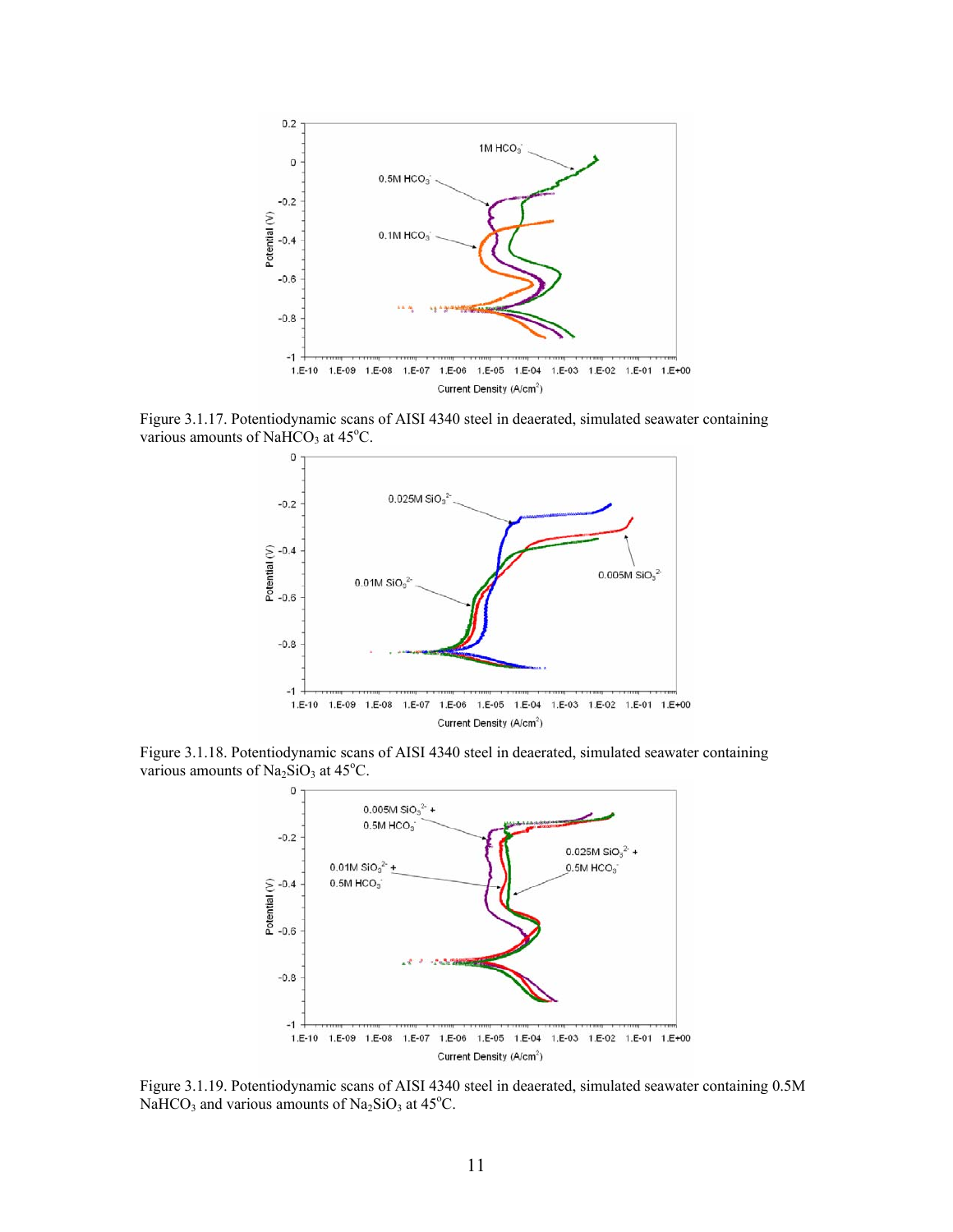Figure 3.1.17. Potentiodynamic scans of AISI 4340 steel in deaerated, simulated seawater containing various amounts of $NaHCO_3$ at 45°C.

Figure 3.1.18. Potentiodynamic scans of AISI 4340 steel in deaerated, simulated seawater containing various amounts of $Na_2SiO_3$ at 45°C.

Figure 3.1.19. Potentiodynamic scans of AISI 4340 steel in deaerated, simulated seawater containing 0.5M $NaHCO_3$ and various amounts of $Na_2SiO_3$ at 45°C.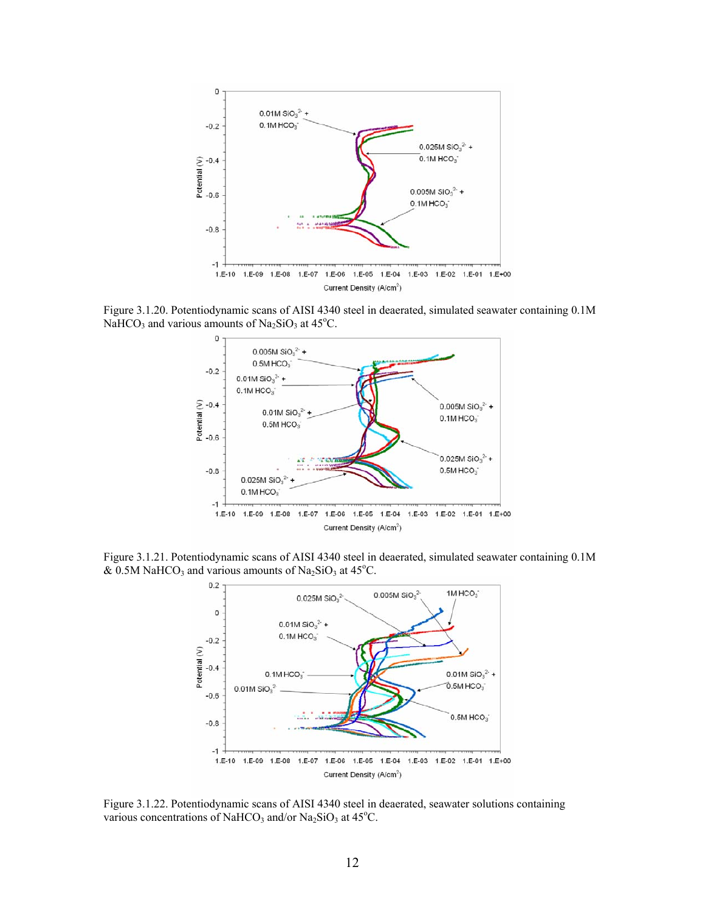Figure 3.1.20. Potentiodynamic scans of AISI 4340 steel in deaerated, simulated seawater containing 0.1M $NaHCO_3$ and various amounts of $Na_2SiO_3$ at 45°C.

Figure 3.1.21. Potentiodynamic scans of AISI 4340 steel in deaerated, simulated seawater containing 0.1M & 0.5M $NaHCO_3$ and various amounts of $Na_2SiO_3$ at 45°C.

Figure 3.1.22. Potentiodynamic scans of AISI 4340 steel in deaerated, seawater solutions containing various concentrations of $NaHCO_3$ and/or $Na_2SiO_3$ at 45°C.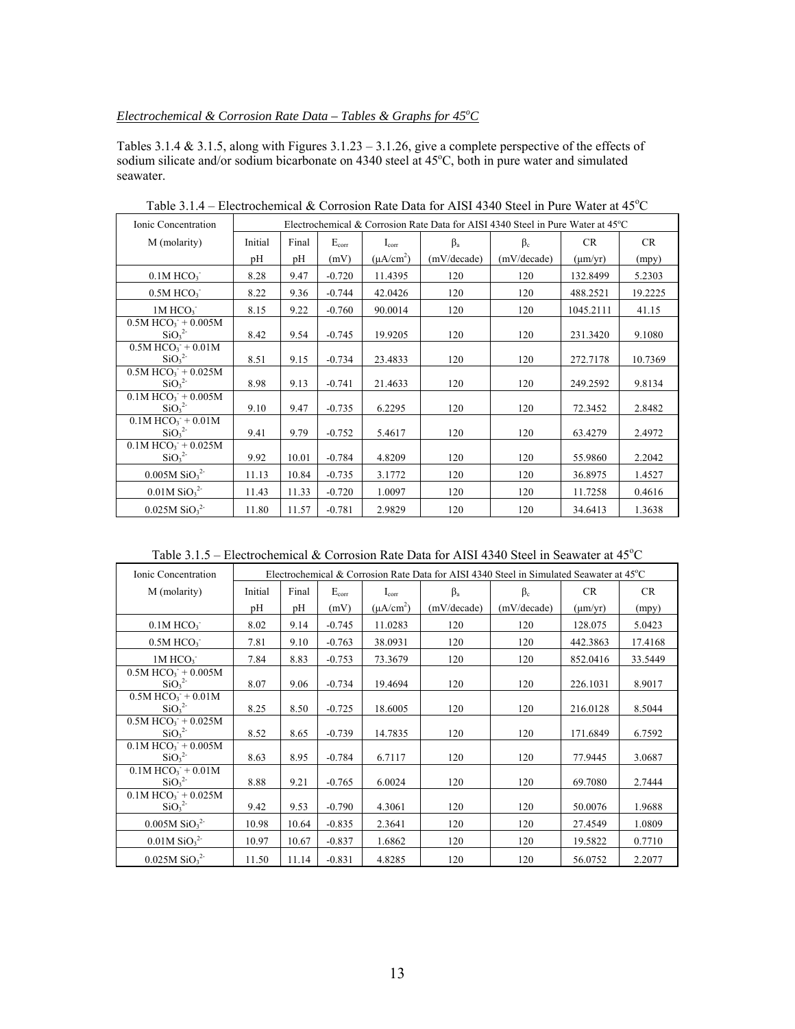*Electrochemical & Corrosion Rate Data – Tables & Graphs for 45$^{o}$C*

Tables 3.1.4 & 3.1.5, along with Figures 3.1.23 – 3.1.26, give a complete perspective of the effects of sodium silicate and/or sodium bicarbonate on 4340 steel at 45$^{o}$C, both in pure water and simulated seawater.

Table 3.1.4 – Electrochemical & Corrosion Rate Data for AISI 4340 Steel in Pure Water at 45$^{o}$C

| Ionic Concentration | Electrochemical & Corrosion Rate Data for AISI 4340 Steel in Pure Water at 45$^{o}$C | | | | | | | |
|---|---|---|---|---|---|---|---|---|
| M (molarity) | Initial pH | Final pH | $E_{corr}$ (mV) | $I_{corr}$ ($\mu A/cm^2$) | $\beta_a$ (mV/decade) | $\beta_c$ (mV/decade) | CR ($\mu$m/yr) | CR (mpy) |
| 0.1M $HCO_3^-$ | 8.28 | 9.47 | -0.720 | 11.4395 | 120 | 120 | 132.8499 | 5.2303 |
| 0.5M $HCO_3^-$ | 8.22 | 9.36 | -0.744 | 42.0426 | 120 | 120 | 488.2521 | 19.2225 |
| 1M $HCO_3^-$ | 8.15 | 9.22 | -0.760 | 90.0014 | 120 | 120 | 1045.2111 | 41.15 |
| 0.5M $HCO_3^-$ + 0.005M $SiO_3^{2-}$ | 8.42 | 9.54 | -0.745 | 19.9205 | 120 | 120 | 231.3420 | 9.1080 |
| 0.5M $HCO_3^-$ + 0.01M $SiO_3^{2-}$ | 8.51 | 9.15 | -0.734 | 23.4833 | 120 | 120 | 272.7178 | 10.7369 |
| 0.5M $HCO_3^-$ + 0.025M $SiO_3^{2-}$ | 8.98 | 9.13 | -0.741 | 21.4633 | 120 | 120 | 249.2592 | 9.8134 |
| 0.1M $HCO_3^-$ + 0.005M $SiO_3^{2-}$ | 9.10 | 9.47 | -0.735 | 6.2295 | 120 | 120 | 72.3452 | 2.8482 |
| 0.1M $HCO_3^-$ + 0.01M $SiO_3^{2-}$ | 9.41 | 9.79 | -0.752 | 5.4617 | 120 | 120 | 63.4279 | 2.4972 |
| 0.1M $HCO_3^-$ + 0.025M $SiO_3^{2-}$ | 9.92 | 10.01 | -0.784 | 4.8209 | 120 | 120 | 55.9860 | 2.2042 |
| 0.005M $SiO_3^{2-}$ | 11.13 | 10.84 | -0.735 | 3.1772 | 120 | 120 | 36.8975 | 1.4527 |
| 0.01M $SiO_3^{2-}$ | 11.43 | 11.33 | -0.720 | 1.0097 | 120 | 120 | 11.7258 | 0.4616 |
| 0.025M $SiO_3^{2-}$ | 11.80 | 11.57 | -0.781 | 2.9829 | 120 | 120 | 34.6413 | 1.3638 |

Table 3.1.5 – Electrochemical & Corrosion Rate Data for AISI 4340 Steel in Seawater at 45$^{o}$C

| Ionic Concentration | Electrochemical & Corrosion Rate Data for AISI 4340 Steel in Simulated Seawater at 45$^{o}$C | | | | | | | |
|---|---|---|---|---|---|---|---|---|
| M (molarity) | Initial pH | Final pH | $E_{corr}$ (mV) | $I_{corr}$ ($\mu A/cm^2$) | $\beta_a$ (mV/decade) | $\beta_c$ (mV/decade) | CR ($\mu$m/yr) | CR (mpy) |
| 0.1M $HCO_3^-$ | 8.02 | 9.14 | -0.745 | 11.0283 | 120 | 120 | 128.075 | 5.0423 |
| 0.5M $HCO_3^-$ | 7.81 | 9.10 | -0.763 | 38.0931 | 120 | 120 | 442.3863 | 17.4168 |
| 1M $HCO_3^-$ | 7.84 | 8.83 | -0.753 | 73.3679 | 120 | 120 | 852.0416 | 33.5449 |
| 0.5M $HCO_3^-$ + 0.005M $SiO_3^{2-}$ | 8.07 | 9.06 | -0.734 | 19.4694 | 120 | 120 | 226.1031 | 8.9017 |
| 0.5M $HCO_3^-$ + 0.01M $SiO_3^{2-}$ | 8.25 | 8.50 | -0.725 | 18.6005 | 120 | 120 | 216.0128 | 8.5044 |
| 0.5M $HCO_3^-$ + 0.025M $SiO_3^{2-}$ | 8.52 | 8.65 | -0.739 | 14.7835 | 120 | 120 | 171.6849 | 6.7592 |
| 0.1M $HCO_3^-$ + 0.005M $SiO_3^{2-}$ | 8.63 | 8.95 | -0.784 | 6.7117 | 120 | 120 | 77.9445 | 3.0687 |
| 0.1M $HCO_3^-$ + 0.01M $SiO_3^{2-}$ | 8.88 | 9.21 | -0.765 | 6.0024 | 120 | 120 | 69.7080 | 2.7444 |
| 0.1M $HCO_3^-$ + 0.025M $SiO_3^{2-}$ | 9.42 | 9.53 | -0.790 | 4.3061 | 120 | 120 | 50.0076 | 1.9688 |
| 0.005M $SiO_3^{2-}$ | 10.98 | 10.64 | -0.835 | 2.3641 | 120 | 120 | 27.4549 | 1.0809 |
| 0.01M $SiO_3^{2-}$ | 10.97 | 10.67 | -0.837 | 1.6862 | 120 | 120 | 19.5822 | 0.7710 |
| 0.025M $SiO_3^{2-}$ | 11.50 | 11.14 | -0.831 | 4.8285 | 120 | 120 | 56.0752 | 2.2077 |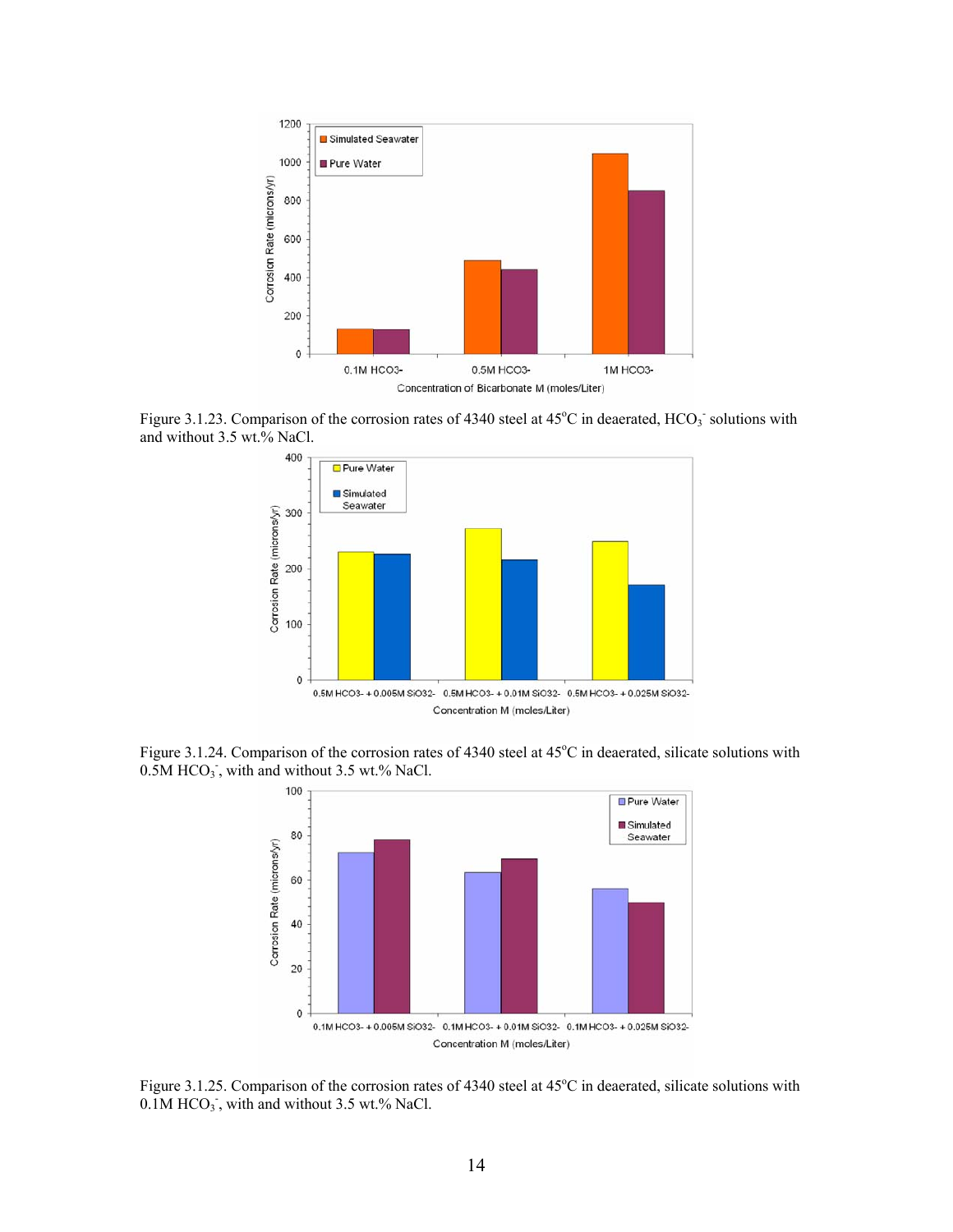Figure 3.1.23. Comparison of the corrosion rates of 4340 steel at 45°C in deaerated, $HCO_3^-$ solutions with and without 3.5 wt.% NaCl.

Figure 3.1.24. Comparison of the corrosion rates of 4340 steel at 45°C in deaerated, silicate solutions with 0.5M $HCO_3^-$, with and without 3.5 wt.% NaCl.

Figure 3.1.25. Comparison of the corrosion rates of 4340 steel at 45°C in deaerated, silicate solutions with 0.1M $HCO_3^-$, with and without 3.5 wt.% NaCl.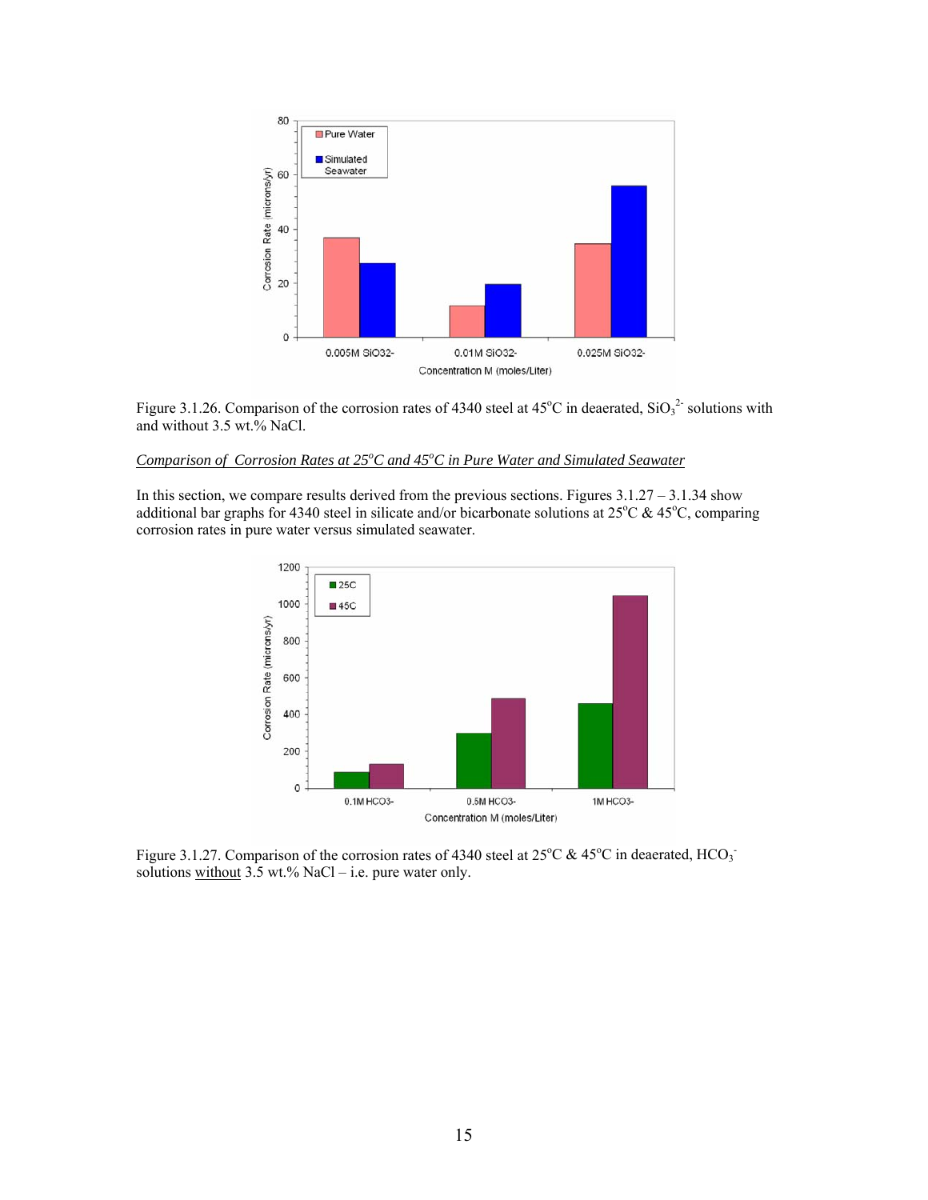Figure 3.1.26. Comparison of the corrosion rates of 4340 steel at 45°C in deaerated, $SiO_3^{2-}$ solutions with and without 3.5 wt.% NaCl.

*Comparison of Corrosion Rates at 25°C and 45°C in Pure Water and Simulated Seawater*

In this section, we compare results derived from the previous sections. Figures 3.1.27 – 3.1.34 show additional bar graphs for 4340 steel in silicate and/or bicarbonate solutions at 25°C & 45°C, comparing corrosion rates in pure water versus simulated seawater.

Figure 3.1.27. Comparison of the corrosion rates of 4340 steel at 25°C & 45°C in deaerated, $HCO_3^-$ solutions without 3.5 wt.% NaCl – i.e. pure water only.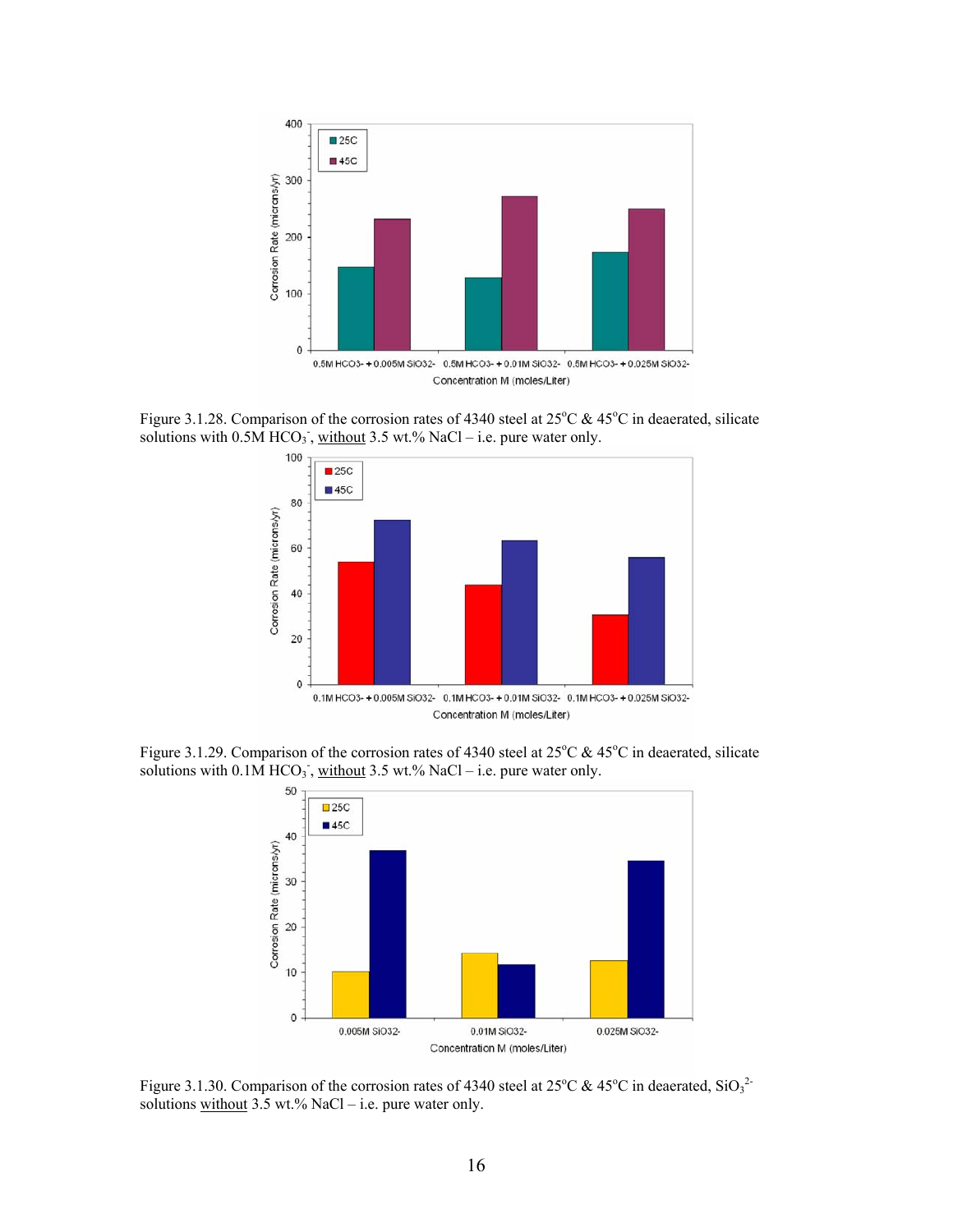Figure 3.1.28. Comparison of the corrosion rates of 4340 steel at 25°C & 45°C in deaerated, silicate solutions with 0.5M $HCO_3^-$, without 3.5 wt.% NaCl – i.e. pure water only.

Figure 3.1.29. Comparison of the corrosion rates of 4340 steel at 25°C & 45°C in deaerated, silicate solutions with 0.1M $HCO_3^-$, without 3.5 wt.% NaCl – i.e. pure water only.

Figure 3.1.30. Comparison of the corrosion rates of 4340 steel at 25°C & 45°C in deaerated, $SiO_3^{2-}$ solutions without 3.5 wt.% NaCl – i.e. pure water only.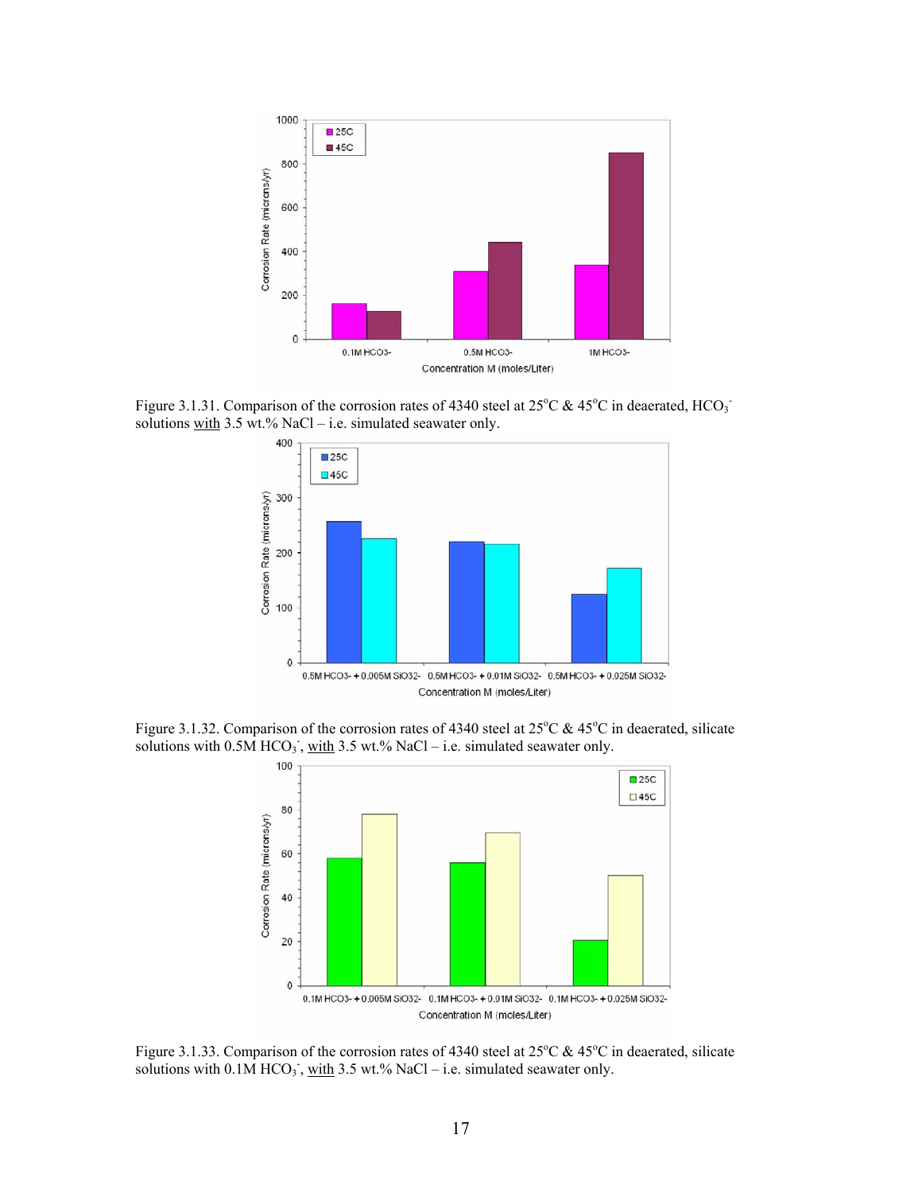Figure 3.1.31. Comparison of the corrosion rates of 4340 steel at 25°C & 45°C in deaerated, $HCO_3^-$ solutions <u>with</u> 3.5 wt.% NaCl – i.e. simulated seawater only.

Figure 3.1.32. Comparison of the corrosion rates of 4340 steel at 25°C & 45°C in deaerated, silicate solutions with 0.5M $HCO_3^-$, <u>with</u> 3.5 wt.% NaCl – i.e. simulated seawater only.

Figure 3.1.33. Comparison of the corrosion rates of 4340 steel at 25°C & 45°C in deaerated, silicate solutions with 0.1M $HCO_3^-$, <u>with</u> 3.5 wt.% NaCl – i.e. simulated seawater only.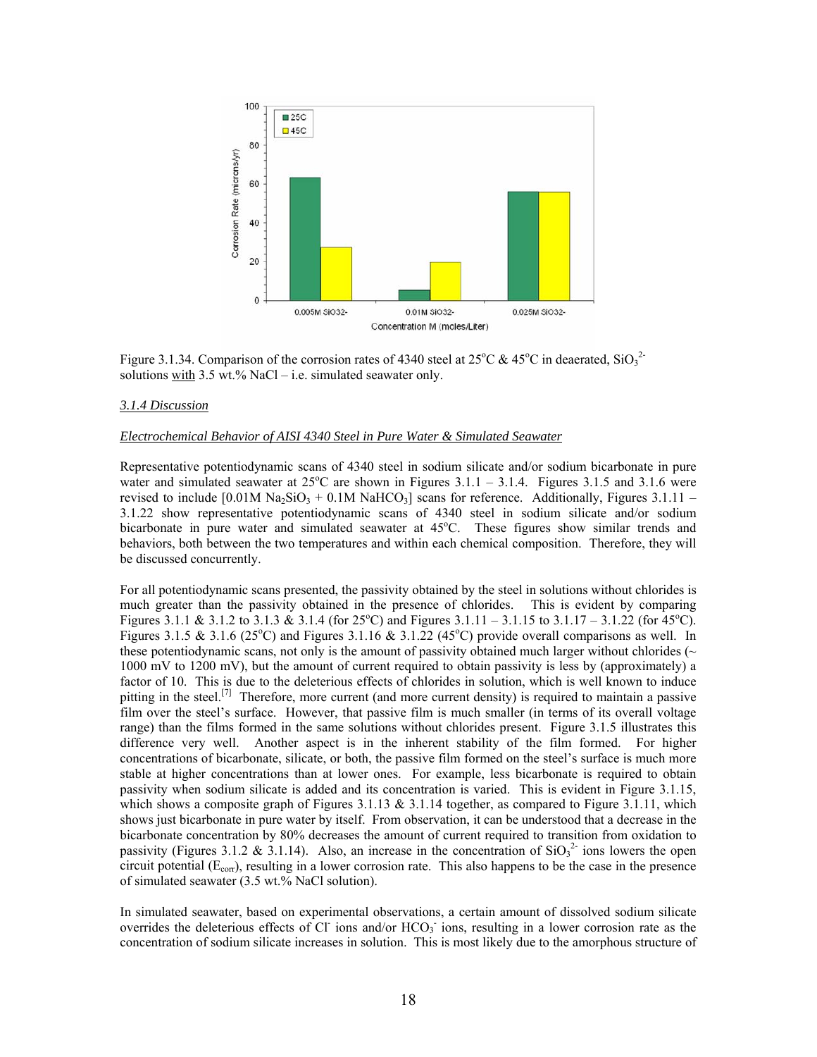Figure 3.1.34. Comparison of the corrosion rates of 4340 steel at 25°C & 45°C in deaerated, $SiO_3^{2-}$ solutions with 3.5 wt.% NaCl – i.e. simulated seawater only.

### *3.1.4 Discussion*

*Electrochemical Behavior of AISI 4340 Steel in Pure Water & Simulated Seawater*

Representative potentiodynamic scans of 4340 steel in sodium silicate and/or sodium bicarbonate in pure water and simulated seawater at 25°C are shown in Figures 3.1.1 – 3.1.4. Figures 3.1.5 and 3.1.6 were revised to include [0.01M $Na_2SiO_3$ + 0.1M $NaHCO_3$] scans for reference. Additionally, Figures 3.1.11 – 3.1.22 show representative potentiodynamic scans of 4340 steel in sodium silicate and/or sodium bicarbonate in pure water and simulated seawater at 45°C. These figures show similar trends and behaviors, both between the two temperatures and within each chemical composition. Therefore, they will be discussed concurrently.

For all potentiodynamic scans presented, the passivity obtained by the steel in solutions without chlorides is much greater than the passivity obtained in the presence of chlorides. This is evident by comparing Figures 3.1.1 & 3.1.2 to 3.1.3 & 3.1.4 (for 25°C) and Figures 3.1.11 – 3.1.15 to 3.1.17 – 3.1.22 (for 45°C). Figures 3.1.5 & 3.1.6 (25°C) and Figures 3.1.16 & 3.1.22 (45°C) provide overall comparisons as well. In these potentiodynamic scans, not only is the amount of passivity obtained much larger without chlorides (~ 1000 mV to 1200 mV), but the amount of current required to obtain passivity is less by (approximately) a factor of 10. This is due to the deleterious effects of chlorides in solution, which is well known to induce pitting in the steel.[7] Therefore, more current (and more current density) is required to maintain a passive film over the steel's surface. However, that passive film is much smaller (in terms of its overall voltage range) than the films formed in the same solutions without chlorides present. Figure 3.1.5 illustrates this difference very well. Another aspect is in the inherent stability of the film formed. For higher concentrations of bicarbonate, silicate, or both, the passive film formed on the steel's surface is much more stable at higher concentrations than at lower ones. For example, less bicarbonate is required to obtain passivity when sodium silicate is added and its concentration is varied. This is evident in Figure 3.1.15, which shows a composite graph of Figures 3.1.13 & 3.1.14 together, as compared to Figure 3.1.11, which shows just bicarbonate in pure water by itself. From observation, it can be understood that a decrease in the bicarbonate concentration by 80% decreases the amount of current required to transition from oxidation to passivity (Figures 3.1.2 & 3.1.14). Also, an increase in the concentration of $SiO_3^{2-}$ ions lowers the open circuit potential ($E_{corr}$), resulting in a lower corrosion rate. This also happens to be the case in the presence of simulated seawater (3.5 wt.% NaCl solution).

In simulated seawater, based on experimental observations, a certain amount of dissolved sodium silicate overrides the deleterious effects of $Cl^-$ ions and/or $HCO_3^-$ ions, resulting in a lower corrosion rate as the concentration of sodium silicate increases in solution. This is most likely due to the amorphous structure of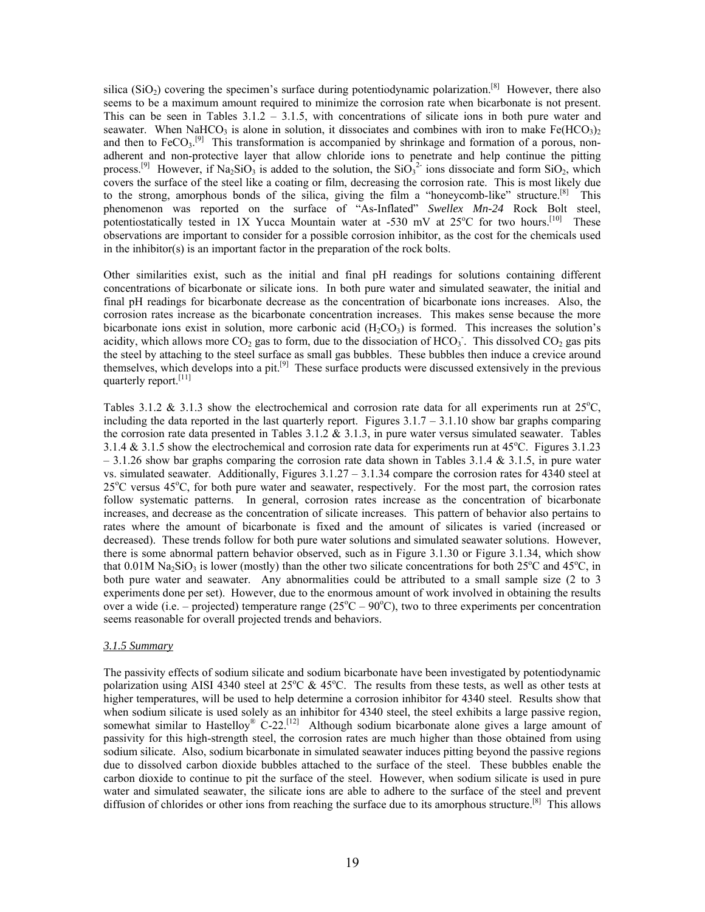silica ($SiO_2$) covering the specimen's surface during potentiodynamic polarization.[8] However, there also seems to be a maximum amount required to minimize the corrosion rate when bicarbonate is not present. This can be seen in Tables 3.1.2 – 3.1.5, with concentrations of silicate ions in both pure water and seawater. When $NaHCO_3$ is alone in solution, it dissociates and combines with iron to make $Fe(HCO_3)_2$ and then to $FeCO_3$.[9] This transformation is accompanied by shrinkage and formation of a porous, non-adherent and non-protective layer that allow chloride ions to penetrate and help continue the pitting process.[9] However, if $Na_2SiO_3$ is added to the solution, the $SiO_3^{2-}$ ions dissociate and form $SiO_2$, which covers the surface of the steel like a coating or film, decreasing the corrosion rate. This is most likely due to the strong, amorphous bonds of the silica, giving the film a "honeycomb-like" structure.[8] This phenomenon was reported on the surface of "As-Inflated" *Swellex Mn-24* Rock Bolt steel, potentiostatically tested in 1X Yucca Mountain water at -530 mV at 25°C for two hours.[10] These observations are important to consider for a possible corrosion inhibitor, as the cost for the chemicals used in the inhibitor(s) is an important factor in the preparation of the rock bolts.

Other similarities exist, such as the initial and final pH readings for solutions containing different concentrations of bicarbonate or silicate ions. In both pure water and simulated seawater, the initial and final pH readings for bicarbonate decrease as the concentration of bicarbonate ions increases. Also, the corrosion rates increase as the bicarbonate concentration increases. This makes sense because the more bicarbonate ions exist in solution, more carbonic acid ($H_2CO_3$) is formed. This increases the solution's acidity, which allows more $CO_2$ gas to form, due to the dissociation of $HCO_3^-$. This dissolved $CO_2$ gas pits the steel by attaching to the steel surface as small gas bubbles. These bubbles then induce a crevice around themselves, which develops into a pit.[9] These surface products were discussed extensively in the previous quarterly report.[11]

Tables 3.1.2 & 3.1.3 show the electrochemical and corrosion rate data for all experiments run at 25°C, including the data reported in the last quarterly report. Figures 3.1.7 – 3.1.10 show bar graphs comparing the corrosion rate data presented in Tables 3.1.2 & 3.1.3, in pure water versus simulated seawater. Tables 3.1.4 & 3.1.5 show the electrochemical and corrosion rate data for experiments run at 45°C. Figures 3.1.23 – 3.1.26 show bar graphs comparing the corrosion rate data shown in Tables 3.1.4 & 3.1.5, in pure water vs. simulated seawater. Additionally, Figures 3.1.27 – 3.1.34 compare the corrosion rates for 4340 steel at 25°C versus 45°C, for both pure water and seawater, respectively. For the most part, the corrosion rates follow systematic patterns. In general, corrosion rates increase as the concentration of bicarbonate increases, and decrease as the concentration of silicate increases. This pattern of behavior also pertains to rates where the amount of bicarbonate is fixed and the amount of silicates is varied (increased or decreased). These trends follow for both pure water solutions and simulated seawater solutions. However, there is some abnormal pattern behavior observed, such as in Figure 3.1.30 or Figure 3.1.34, which show that 0.01M $Na_2SiO_3$ is lower (mostly) than the other two silicate concentrations for both 25°C and 45°C, in both pure water and seawater. Any abnormalities could be attributed to a small sample size (2 to 3 experiments done per set). However, due to the enormous amount of work involved in obtaining the results over a wide (i.e. – projected) temperature range (25°C – 90°C), two to three experiments per concentration seems reasonable for overall projected trends and behaviors.

*3.1.5 Summary*

The passivity effects of sodium silicate and sodium bicarbonate have been investigated by potentiodynamic polarization using AISI 4340 steel at 25°C & 45°C. The results from these tests, as well as other tests at higher temperatures, will be used to help determine a corrosion inhibitor for 4340 steel. Results show that when sodium silicate is used solely as an inhibitor for 4340 steel, the steel exhibits a large passive region, somewhat similar to Hastelloy® C-22.[12] Although sodium bicarbonate alone gives a large amount of passivity for this high-strength steel, the corrosion rates are much higher than those obtained from using sodium silicate. Also, sodium bicarbonate in simulated seawater induces pitting beyond the passive regions due to dissolved carbon dioxide bubbles attached to the surface of the steel. These bubbles enable the carbon dioxide to continue to pit the surface of the steel. However, when sodium silicate is used in pure water and simulated seawater, the silicate ions are able to adhere to the surface of the steel and prevent diffusion of chlorides or other ions from reaching the surface due to its amorphous structure.[8] This allows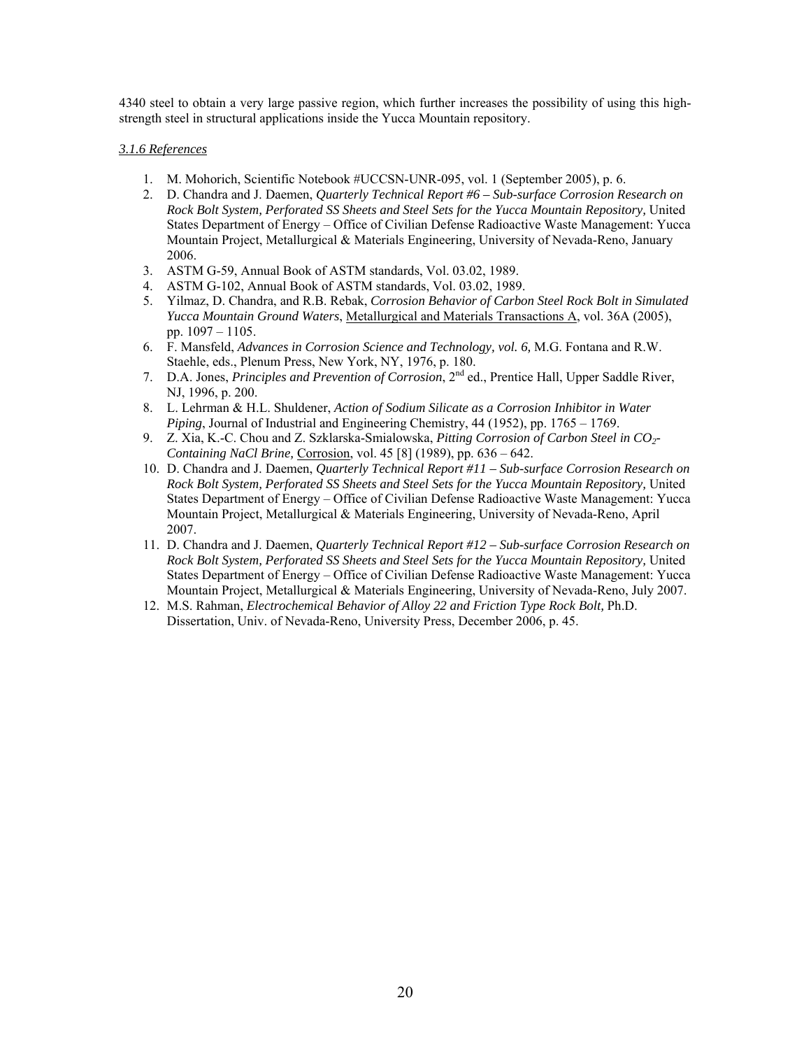4340 steel to obtain a very large passive region, which further increases the possibility of using this high-strength steel in structural applications inside the Yucca Mountain repository.

*3.1.6 References*

1. M. Mohorich, Scientific Notebook #UCCSN-UNR-095, vol. 1 (September 2005), p. 6.
2. D. Chandra and J. Daemen, *Quarterly Technical Report #6 – Sub-surface Corrosion Research on Rock Bolt System, Perforated SS Sheets and Steel Sets for the Yucca Mountain Repository,* United States Department of Energy – Office of Civilian Defense Radioactive Waste Management: Yucca Mountain Project, Metallurgical & Materials Engineering, University of Nevada-Reno, January 2006.
3. ASTM G-59, Annual Book of ASTM standards, Vol. 03.02, 1989.
4. ASTM G-102, Annual Book of ASTM standards, Vol. 03.02, 1989.
5. Yilmaz, D. Chandra, and R.B. Rebak, *Corrosion Behavior of Carbon Steel Rock Bolt in Simulated Yucca Mountain Ground Waters*, Metallurgical and Materials Transactions A, vol. 36A (2005), pp. 1097 – 1105.
6. F. Mansfeld, *Advances in Corrosion Science and Technology, vol. 6,* M.G. Fontana and R.W. Staehle, eds., Plenum Press, New York, NY, 1976, p. 180.
7. D.A. Jones, *Principles and Prevention of Corrosion*, 2nd ed., Prentice Hall, Upper Saddle River, NJ, 1996, p. 200.
8. L. Lehrman & H.L. Shuldener, *Action of Sodium Silicate as a Corrosion Inhibitor in Water Piping*, Journal of Industrial and Engineering Chemistry, 44 (1952), pp. 1765 – 1769.
9. Z. Xia, K.-C. Chou and Z. Szklarska-Smialowska, *Pitting Corrosion of Carbon Steel in $CO_2$-Containing NaCl Brine,* Corrosion, vol. 45 [8] (1989), pp. 636 – 642.
10. D. Chandra and J. Daemen, *Quarterly Technical Report #11 – Sub-surface Corrosion Research on Rock Bolt System, Perforated SS Sheets and Steel Sets for the Yucca Mountain Repository,* United States Department of Energy – Office of Civilian Defense Radioactive Waste Management: Yucca Mountain Project, Metallurgical & Materials Engineering, University of Nevada-Reno, April 2007.
11. D. Chandra and J. Daemen, *Quarterly Technical Report #12 – Sub-surface Corrosion Research on Rock Bolt System, Perforated SS Sheets and Steel Sets for the Yucca Mountain Repository,* United States Department of Energy – Office of Civilian Defense Radioactive Waste Management: Yucca Mountain Project, Metallurgical & Materials Engineering, University of Nevada-Reno, July 2007.
12. M.S. Rahman, *Electrochemical Behavior of Alloy 22 and Friction Type Rock Bolt,* Ph.D. Dissertation, Univ. of Nevada-Reno, University Press, December 2006, p. 45.